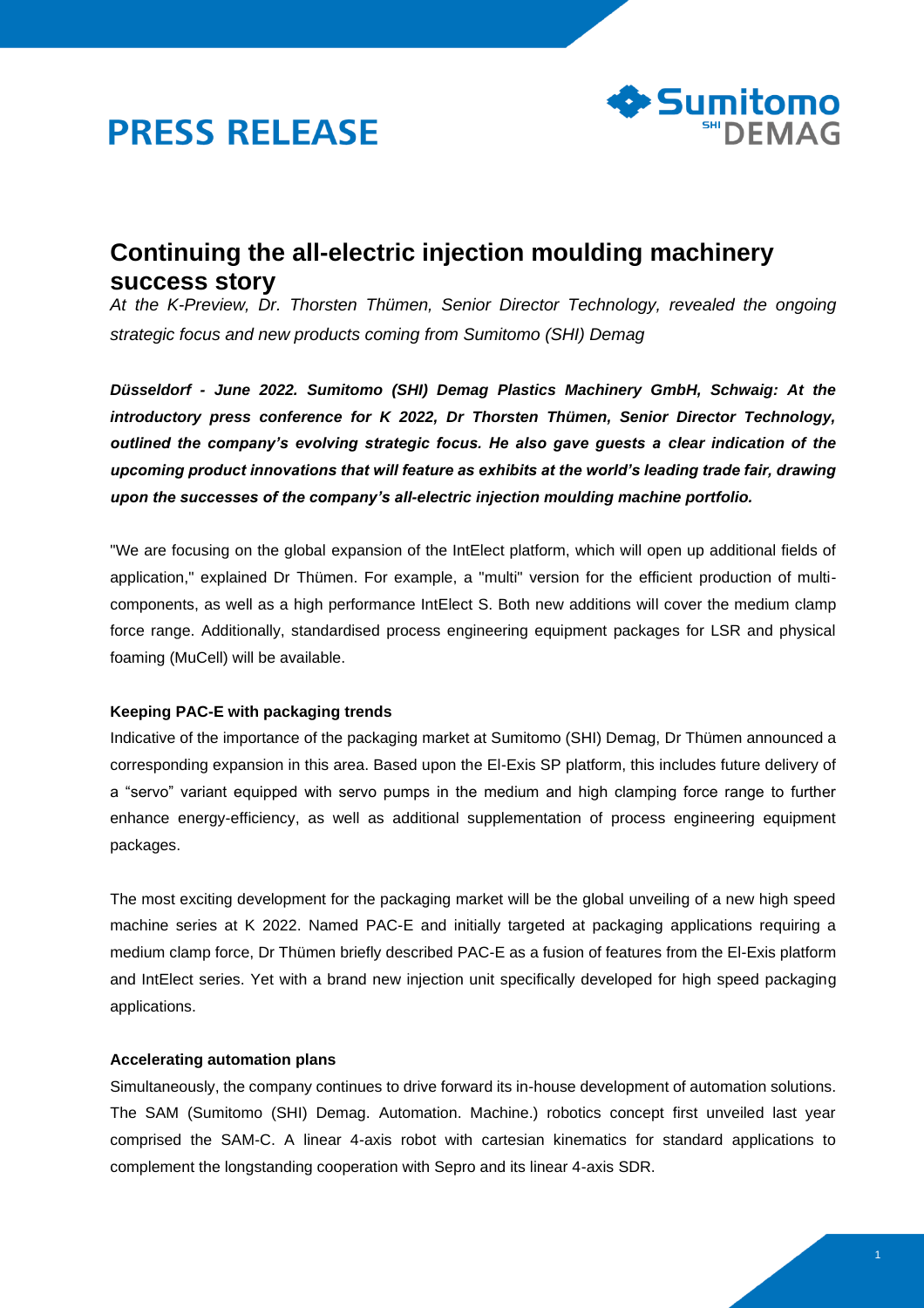# PRESS RELEASE

## Continuing the all-electric injection moulding machinery success story

*At the K-Preview, Dr. Thorsten Thümen, Senior Director Technology, revealed the ongoing strategic focus and new products coming from Sumitomo (SHI) Demag*

***Düsseldorf - June 2022. Sumitomo (SHI) Demag Plastics Machinery GmbH, Schwaig: At the introductory press conference for K 2022, Dr Thorsten Thümen, Senior Director Technology, outlined the company's evolving strategic focus. He also gave guests a clear indication of the upcoming product innovations that will feature as exhibits at the world's leading trade fair, drawing upon the successes of the company's all-electric injection moulding machine portfolio.***

"We are focusing on the global expansion of the IntElect platform, which will open up additional fields of application," explained Dr Thümen. For example, a "multi" version for the efficient production of multi-components, as well as a high performance IntElect S. Both new additions will cover the medium clamp force range. Additionally, standardised process engineering equipment packages for LSR and physical foaming (MuCell) will be available.

**Keeping PAC-E with packaging trends**

Indicative of the importance of the packaging market at Sumitomo (SHI) Demag, Dr Thümen announced a corresponding expansion in this area. Based upon the El-Exis SP platform, this includes future delivery of a "servo" variant equipped with servo pumps in the medium and high clamping force range to further enhance energy-efficiency, as well as additional supplementation of process engineering equipment packages.

The most exciting development for the packaging market will be the global unveiling of a new high speed machine series at K 2022. Named PAC-E and initially targeted at packaging applications requiring a medium clamp force, Dr Thümen briefly described PAC-E as a fusion of features from the El-Exis platform and IntElect series. Yet with a brand new injection unit specifically developed for high speed packaging applications.

**Accelerating automation plans**

Simultaneously, the company continues to drive forward its in-house development of automation solutions. The SAM (Sumitomo (SHI) Demag. Automation. Machine.) robotics concept first unveiled last year comprised the SAM-C. A linear 4-axis robot with cartesian kinematics for standard applications to complement the longstanding cooperation with Sepro and its linear 4-axis SDR.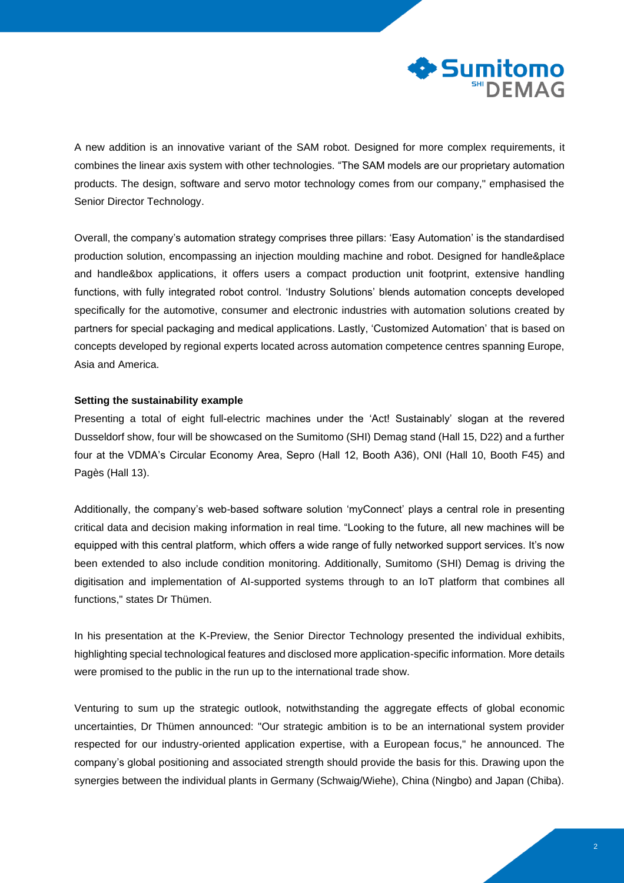A new addition is an innovative variant of the SAM robot. Designed for more complex requirements, it combines the linear axis system with other technologies. “The SAM models are our proprietary automation products. The design, software and servo motor technology comes from our company," emphasised the Senior Director Technology.

Overall, the company’s automation strategy comprises three pillars: ‘Easy Automation’ is the standardised production solution, encompassing an injection moulding machine and robot. Designed for handle&place and handle&box applications, it offers users a compact production unit footprint, extensive handling functions, with fully integrated robot control. ‘Industry Solutions’ blends automation concepts developed specifically for the automotive, consumer and electronic industries with automation solutions created by partners for special packaging and medical applications. Lastly, ‘Customized Automation’ that is based on concepts developed by regional experts located across automation competence centres spanning Europe, Asia and America.

**Setting the sustainability example**

Presenting a total of eight full-electric machines under the ‘Act! Sustainably’ slogan at the revered Dusseldorf show, four will be showcased on the Sumitomo (SHI) Demag stand (Hall 15, D22) and a further four at the VDMA’s Circular Economy Area, Sepro (Hall 12, Booth A36), ONI (Hall 10, Booth F45) and Pagès (Hall 13).

Additionally, the company’s web-based software solution ‘myConnect’ plays a central role in presenting critical data and decision making information in real time. “Looking to the future, all new machines will be equipped with this central platform, which offers a wide range of fully networked support services. It’s now been extended to also include condition monitoring. Additionally, Sumitomo (SHI) Demag is driving the digitisation and implementation of AI-supported systems through to an IoT platform that combines all functions," states Dr Thümen.

In his presentation at the K-Preview, the Senior Director Technology presented the individual exhibits, highlighting special technological features and disclosed more application-specific information. More details were promised to the public in the run up to the international trade show.

Venturing to sum up the strategic outlook, notwithstanding the aggregate effects of global economic uncertainties, Dr Thümen announced: "Our strategic ambition is to be an international system provider respected for our industry-oriented application expertise, with a European focus," he announced. The company’s global positioning and associated strength should provide the basis for this. Drawing upon the synergies between the individual plants in Germany (Schwaig/Wiehe), China (Ningbo) and Japan (Chiba).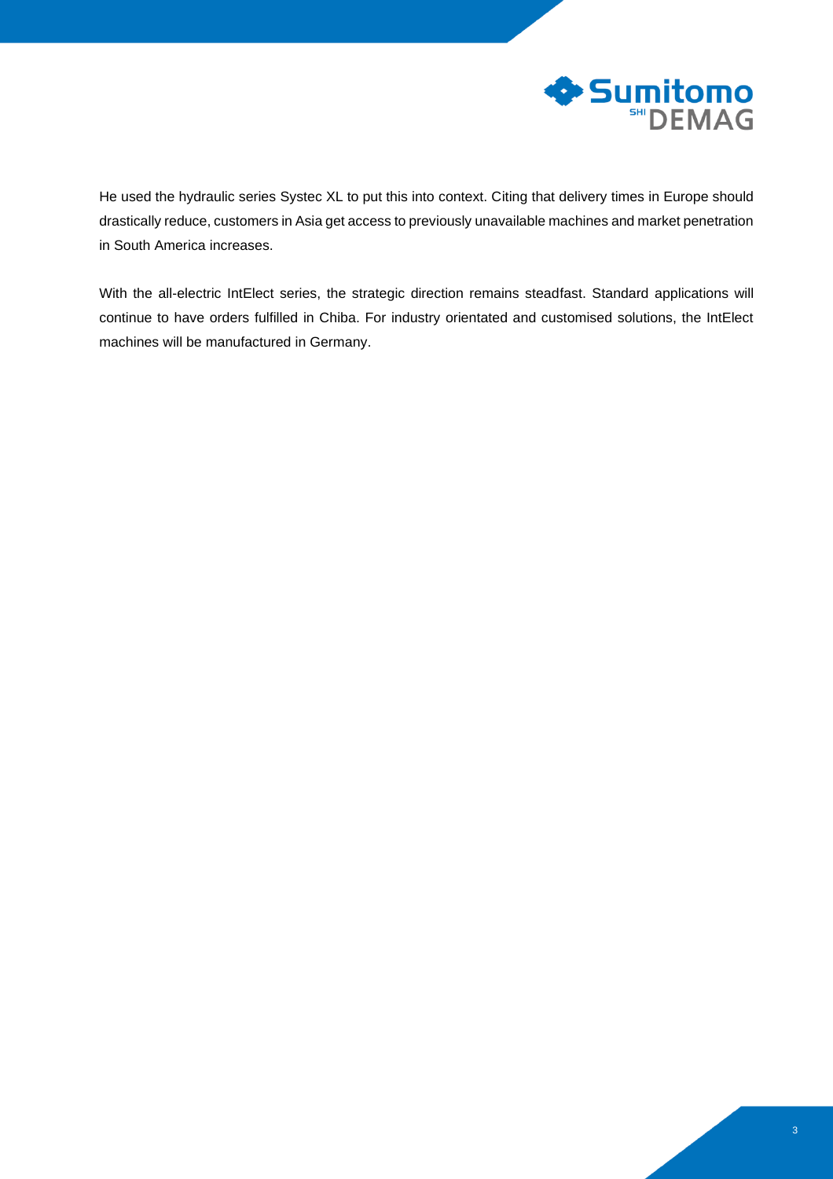He used the hydraulic series Systec XL to put this into context. Citing that delivery times in Europe should drastically reduce, customers in Asia get access to previously unavailable machines and market penetration in South America increases.

With the all-electric IntElect series, the strategic direction remains steadfast. Standard applications will continue to have orders fulfilled in Chiba. For industry orientated and customised solutions, the IntElect machines will be manufactured in Germany.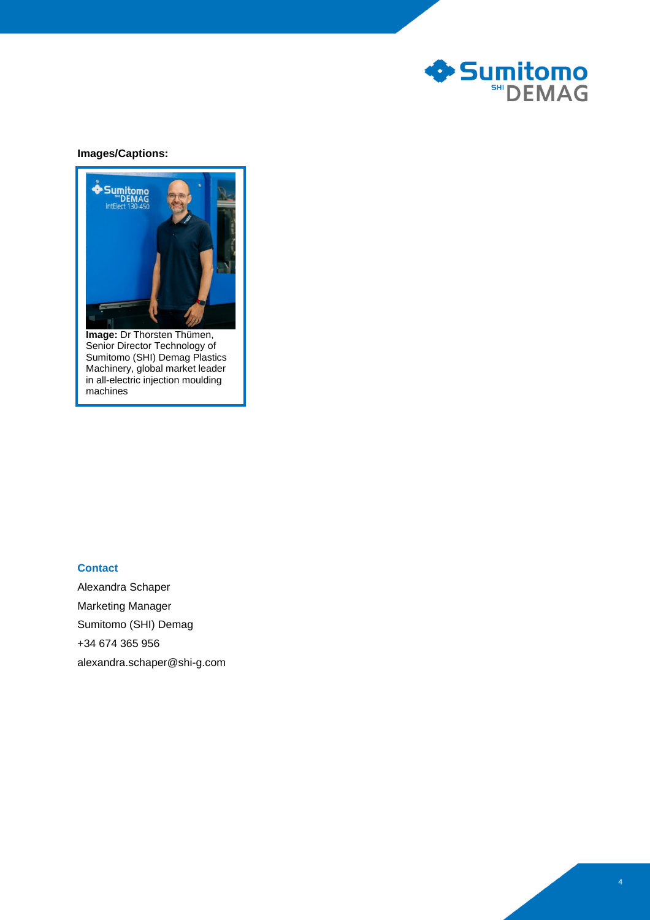**Images/Captions:**

**Image:** Dr Thorsten Thümen, Senior Director Technology of Sumitomo (SHI) Demag Plastics Machinery, global market leader in all-electric injection moulding machines

### Contact

Alexandra Schaper

Marketing Manager

Sumitomo (SHI) Demag

+34 674 365 956

alexandra.schaper@shi-g.com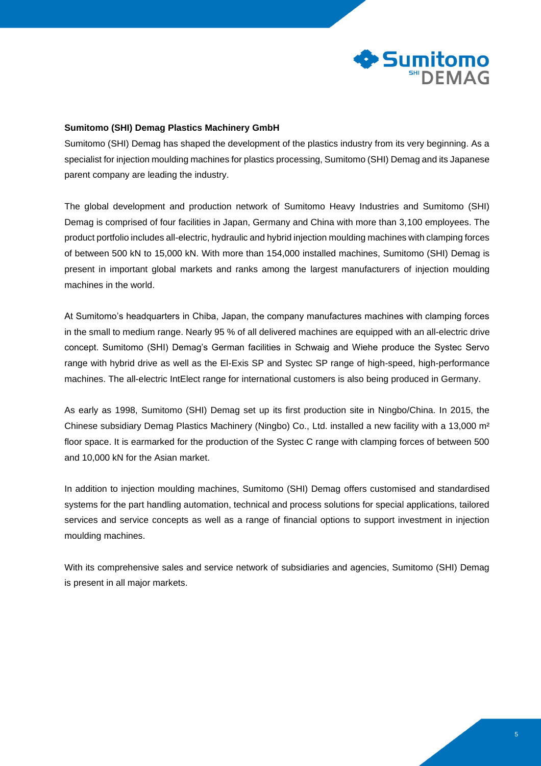**Sumitomo (SHI) Demag Plastics Machinery GmbH**

Sumitomo (SHI) Demag has shaped the development of the plastics industry from its very beginning. As a specialist for injection moulding machines for plastics processing, Sumitomo (SHI) Demag and its Japanese parent company are leading the industry.

The global development and production network of Sumitomo Heavy Industries and Sumitomo (SHI) Demag is comprised of four facilities in Japan, Germany and China with more than 3,100 employees. The product portfolio includes all-electric, hydraulic and hybrid injection moulding machines with clamping forces of between 500 kN to 15,000 kN. With more than 154,000 installed machines, Sumitomo (SHI) Demag is present in important global markets and ranks among the largest manufacturers of injection moulding machines in the world.

At Sumitomo's headquarters in Chiba, Japan, the company manufactures machines with clamping forces in the small to medium range. Nearly 95 % of all delivered machines are equipped with an all-electric drive concept. Sumitomo (SHI) Demag's German facilities in Schwaig and Wiehe produce the Systec Servo range with hybrid drive as well as the El-Exis SP and Systec SP range of high-speed, high-performance machines. The all-electric IntElect range for international customers is also being produced in Germany.

As early as 1998, Sumitomo (SHI) Demag set up its first production site in Ningbo/China. In 2015, the Chinese subsidiary Demag Plastics Machinery (Ningbo) Co., Ltd. installed a new facility with a 13,000 m² floor space. It is earmarked for the production of the Systec C range with clamping forces of between 500 and 10,000 kN for the Asian market.

In addition to injection moulding machines, Sumitomo (SHI) Demag offers customised and standardised systems for the part handling automation, technical and process solutions for special applications, tailored services and service concepts as well as a range of financial options to support investment in injection moulding machines.

With its comprehensive sales and service network of subsidiaries and agencies, Sumitomo (SHI) Demag is present in all major markets.